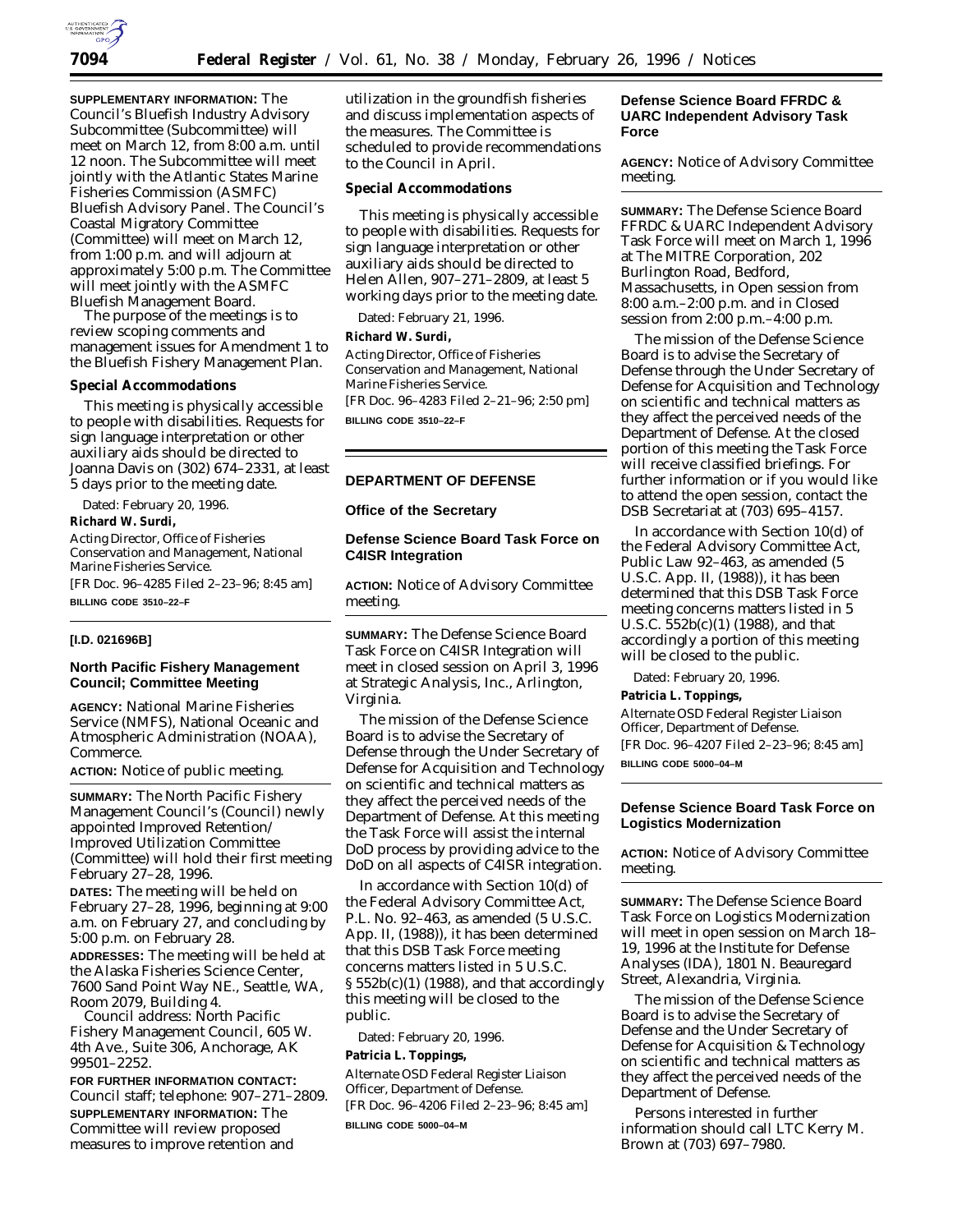**SUPPLEMENTARY INFORMATION:** The Council's Bluefish Industry Advisory Subcommittee (Subcommittee) will meet on March 12, from 8:00 a.m. until 12 noon. The Subcommittee will meet jointly with the Atlantic States Marine Fisheries Commission (ASMFC) Bluefish Advisory Panel. The Council's Coastal Migratory Committee (Committee) will meet on March 12, from 1:00 p.m. and will adjourn at approximately 5:00 p.m. The Committee will meet jointly with the ASMFC Bluefish Management Board.

The purpose of the meetings is to review scoping comments and management issues for Amendment 1 to the Bluefish Fishery Management Plan.

**Special Accommodations**

This meeting is physically accessible to people with disabilities. Requests for sign language interpretation or other auxiliary aids should be directed to Joanna Davis on (302) 674–2331, at least 5 days prior to the meeting date.

Dated: February 20, 1996.

**Richard W. Surdi,**

*Acting Director, Office of Fisheries Conservation and Management, National Marine Fisheries Service.*

[FR Doc. 96–4285 Filed 2–23–96; 8:45 am]

**BILLING CODE 3510–22–F**

**[I.D. 021696B]**

## North Pacific Fishery Management Council; Committee Meeting

**AGENCY:** National Marine Fisheries Service (NMFS), National Oceanic and Atmospheric Administration (NOAA), Commerce.

**ACTION:** Notice of public meeting.

**SUMMARY:** The North Pacific Fishery Management Council's (Council) newly appointed Improved Retention/ Improved Utilization Committee (Committee) will hold their first meeting February 27–28, 1996.

**DATES:** The meeting will be held on February 27–28, 1996, beginning at 9:00 a.m. on February 27, and concluding by 5:00 p.m. on February 28.

**ADDRESSES:** The meeting will be held at the Alaska Fisheries Science Center, 7600 Sand Point Way NE., Seattle, WA, Room 2079, Building 4.

Council address: North Pacific Fishery Management Council, 605 W. 4th Ave., Suite 306, Anchorage, AK 99501–2252.

**FOR FURTHER INFORMATION CONTACT:** Council staff; telephone: 907–271–2809.

**SUPPLEMENTARY INFORMATION:** The Committee will review proposed measures to improve retention and utilization in the groundfish fisheries and discuss implementation aspects of the measures. The Committee is scheduled to provide recommendations to the Council in April.

**Special Accommodations**

This meeting is physically accessible to people with disabilities. Requests for sign language interpretation or other auxiliary aids should be directed to Helen Allen, 907–271–2809, at least 5 working days prior to the meeting date.

Dated: February 21, 1996.

**Richard W. Surdi,**

*Acting Director, Office of Fisheries Conservation and Management, National Marine Fisheries Service.*

[FR Doc. 96–4283 Filed 2–21–96; 2:50 pm]

**BILLING CODE 3510–22–F**

# DEPARTMENT OF DEFENSE

## Office of the Secretary

## Defense Science Board Task Force on C4ISR Integration

**ACTION:** Notice of Advisory Committee meeting.

**SUMMARY:** The Defense Science Board Task Force on C4ISR Integration will meet in closed session on April 3, 1996 at Strategic Analysis, Inc., Arlington, Virginia.

The mission of the Defense Science Board is to advise the Secretary of Defense through the Under Secretary of Defense for Acquisition and Technology on scientific and technical matters as they affect the perceived needs of the Department of Defense. At this meeting the Task Force will assist the internal DoD process by providing advice to the DoD on all aspects of C4ISR integration.

In accordance with Section 10(d) of the Federal Advisory Committee Act, P.L. No. 92–463, as amended (5 U.S.C. App. II, (1988)), it has been determined that this DSB Task Force meeting concerns matters listed in 5 U.S.C. § 552b(c)(1) (1988), and that accordingly this meeting will be closed to the public.

Dated: February 20, 1996.

**Patricia L. Toppings,**

*Alternate OSD Federal Register Liaison Officer, Department of Defense.*

[FR Doc. 96–4206 Filed 2–23–96; 8:45 am]

**BILLING CODE 5000–04–M**

## Defense Science Board FFRDC & UARC Independent Advisory Task Force

**AGENCY:** Notice of Advisory Committee meeting.

**SUMMARY:** The Defense Science Board FFRDC & UARC Independent Advisory Task Force will meet on March 1, 1996 at The MITRE Corporation, 202 Burlington Road, Bedford, Massachusetts, in Open session from 8:00 a.m.–2:00 p.m. and in Closed session from 2:00 p.m.–4:00 p.m.

The mission of the Defense Science Board is to advise the Secretary of Defense through the Under Secretary of Defense for Acquisition and Technology on scientific and technical matters as they affect the perceived needs of the Department of Defense. At the closed portion of this meeting the Task Force will receive classified briefings. For further information or if you would like to attend the open session, contact the DSB Secretariat at (703) 695–4157.

In accordance with Section 10(d) of the Federal Advisory Committee Act, Public Law 92–463, as amended (5 U.S.C. App. II, (1988)), it has been determined that this DSB Task Force meeting concerns matters listed in 5 U.S.C. 552b(c)(1) (1988), and that accordingly a portion of this meeting will be closed to the public.

Dated: February 20, 1996.

**Patricia L. Toppings,**

*Alternate OSD Federal Register Liaison Officer, Department of Defense.*

[FR Doc. 96–4207 Filed 2–23–96; 8:45 am]

**BILLING CODE 5000–04–M**

## Defense Science Board Task Force on Logistics Modernization

**ACTION:** Notice of Advisory Committee meeting.

**SUMMARY:** The Defense Science Board Task Force on Logistics Modernization will meet in open session on March 18–19, 1996 at the Institute for Defense Analyses (IDA), 1801 N. Beauregard Street, Alexandria, Virginia.

The mission of the Defense Science Board is to advise the Secretary of Defense and the Under Secretary of Defense for Acquisition & Technology on scientific and technical matters as they affect the perceived needs of the Department of Defense.

Persons interested in further information should call LTC Kerry M. Brown at (703) 697–7980.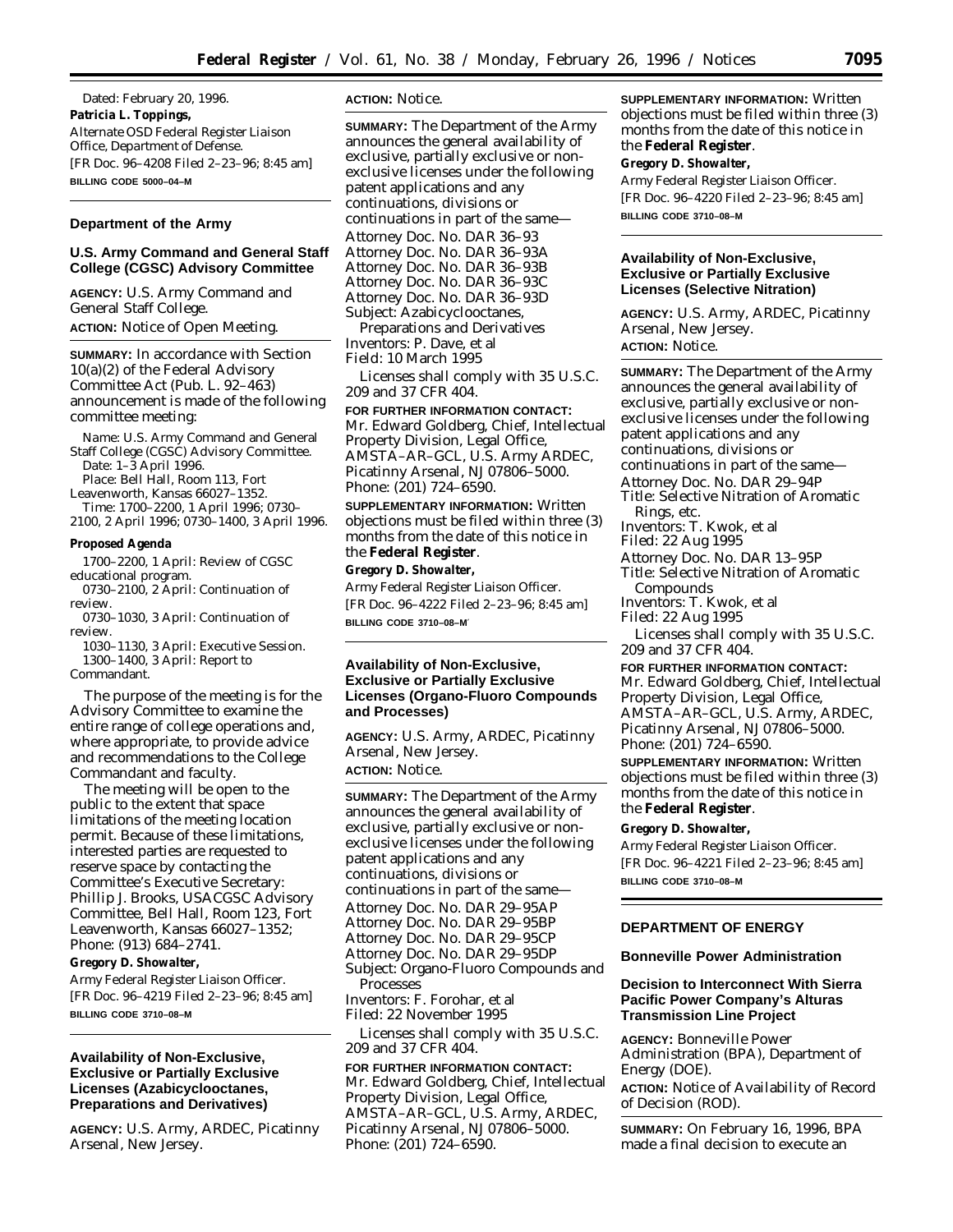Dated: February 20, 1996.

**Patricia L. Toppings,**

*Alternate OSD Federal Register Liaison Office, Department of Defense.*

[FR Doc. 96–4208 Filed 2–23–96; 8:45 am]

**BILLING CODE 5000–04–M**

## Department of the Army

### U.S. Army Command and General Staff College (CGSC) Advisory Committee

**AGENCY:** U.S. Army Command and General Staff College.

**ACTION:** Notice of Open Meeting.

**SUMMARY:** In accordance with Section 10(a)(2) of the Federal Advisory Committee Act (Pub. L. 92–463) announcement is made of the following committee meeting:

*Name:* U.S. Army Command and General Staff College (CGSC) Advisory Committee.

*Date:* 1–3 April 1996.

*Place:* Bell Hall, Room 113, Fort Leavenworth, Kansas 66027–1352.

*Time:* 1700–2200, 1 April 1996; 0730–2100, 2 April 1996; 0730–1400, 3 April 1996.

**Proposed Agenda**

1700–2200, 1 April: Review of CGSC educational program.

0730–2100, 2 April: Continuation of review.

0730–1030, 3 April: Continuation of review.

1030–1130, 3 April: Executive Session.

1300–1400, 3 April: Report to Commandant.

The purpose of the meeting is for the Advisory Committee to examine the entire range of college operations and, where appropriate, to provide advice and recommendations to the College Commandant and faculty.

The meeting will be open to the public to the extent that space limitations of the meeting location permit. Because of these limitations, interested parties are requested to reserve space by contacting the Committee's Executive Secretary: Phillip J. Brooks, USACGSC Advisory Committee, Bell Hall, Room 123, Fort Leavenworth, Kansas 66027–1352; Phone: (913) 684–2741.

**Gregory D. Showalter,**

*Army Federal Register Liaison Officer.*

[FR Doc. 96–4219 Filed 2–23–96; 8:45 am]

**BILLING CODE 3710–08–M**

### Availability of Non-Exclusive, Exclusive or Partially Exclusive Licenses (Azabicyclooctanes, Preparations and Derivatives)

**AGENCY:** U.S. Army, ARDEC, Picatinny Arsenal, New Jersey.

**ACTION:** Notice.

**SUMMARY:** The Department of the Army announces the general availability of exclusive, partially exclusive or non-exclusive licenses under the following patent applications and any continuations, divisions or continuations in part of the same—

Attorney Doc. No. DAR 36–93
Attorney Doc. No. DAR 36–93A
Attorney Doc. No. DAR 36–93B
Attorney Doc. No. DAR 36–93C
Attorney Doc. No. DAR 36–93D
Subject: Azabicyclooctanes, Preparations and Derivatives
Inventors: P. Dave, et al
Field: 10 March 1995

Licenses shall comply with 35 U.S.C. 209 and 37 CFR 404.

**FOR FURTHER INFORMATION CONTACT:** Mr. Edward Goldberg, Chief, Intellectual Property Division, Legal Office, AMSTA–AR–GCL, U.S. Army ARDEC, Picatinny Arsenal, NJ 07806–5000. Phone: (201) 724–6590.

**SUPPLEMENTARY INFORMATION:** Written objections must be filed within three (3) months from the date of this notice in the **Federal Register**.

**Gregory D. Showalter,**

*Army Federal Register Liaison Officer.*

[FR Doc. 96–4222 Filed 2–23–96; 8:45 am]

**BILLING CODE 3710–08–M**

### Availability of Non-Exclusive, Exclusive or Partially Exclusive Licenses (Organo-Fluoro Compounds and Processes)

**AGENCY:** U.S. Army, ARDEC, Picatinny Arsenal, New Jersey.

**ACTION:** Notice.

**SUMMARY:** The Department of the Army announces the general availability of exclusive, partially exclusive or non-exclusive licenses under the following patent applications and any continuations, divisions or continuations in part of the same—

Attorney Doc. No. DAR 29–95AP
Attorney Doc. No. DAR 29–95BP
Attorney Doc. No. DAR 29–95CP
Attorney Doc. No. DAR 29–95DP
Subject: Organo-Fluoro Compounds and Processes
Inventors: F. Forohar, et al
Filed: 22 November 1995

Licenses shall comply with 35 U.S.C. 209 and 37 CFR 404.

**FOR FURTHER INFORMATION CONTACT:** Mr. Edward Goldberg, Chief, Intellectual Property Division, Legal Office, AMSTA–AR–GCL, U.S. Army, ARDEC, Picatinny Arsenal, NJ 07806–5000. Phone: (201) 724–6590.

**SUPPLEMENTARY INFORMATION:** Written objections must be filed within three (3) months from the date of this notice in the **Federal Register**.

**Gregory D. Showalter,**

*Army Federal Register Liaison Officer.*

[FR Doc. 96–4220 Filed 2–23–96; 8:45 am]

**BILLING CODE 3710–08–M**

### Availability of Non-Exclusive, Exclusive or Partially Exclusive Licenses (Selective Nitration)

**AGENCY:** U.S. Army, ARDEC, Picatinny Arsenal, New Jersey.

**ACTION:** Notice.

**SUMMARY:** The Department of the Army announces the general availability of exclusive, partially exclusive or non-exclusive licenses under the following patent applications and any continuations, divisions or continuations in part of the same—

Attorney Doc. No. DAR 29–94P
Title: Selective Nitration of Aromatic Rings, etc.
Inventors: T. Kwok, et al
Filed: 22 Aug 1995
Attorney Doc. No. DAR 13–95P
Title: Selective Nitration of Aromatic Compounds
Inventors: T. Kwok, et al
Filed: 22 Aug 1995

Licenses shall comply with 35 U.S.C. 209 and 37 CFR 404.

**FOR FURTHER INFORMATION CONTACT:** Mr. Edward Goldberg, Chief, Intellectual Property Division, Legal Office, AMSTA–AR–GCL, U.S. Army, ARDEC, Picatinny Arsenal, NJ 07806–5000. Phone: (201) 724–6590.

**SUPPLEMENTARY INFORMATION:** Written objections must be filed within three (3) months from the date of this notice in the **Federal Register**.

**Gregory D. Showalter,**

*Army Federal Register Liaison Officer.*

[FR Doc. 96–4221 Filed 2–23–96; 8:45 am]

**BILLING CODE 3710–08–M**

## DEPARTMENT OF ENERGY

### Bonneville Power Administration

### Decision to Interconnect With Sierra Pacific Power Company's Alturas Transmission Line Project

**AGENCY:** Bonneville Power Administration (BPA), Department of Energy (DOE).

**ACTION:** Notice of Availability of Record of Decision (ROD).

**SUMMARY:** On February 16, 1996, BPA made a final decision to execute an